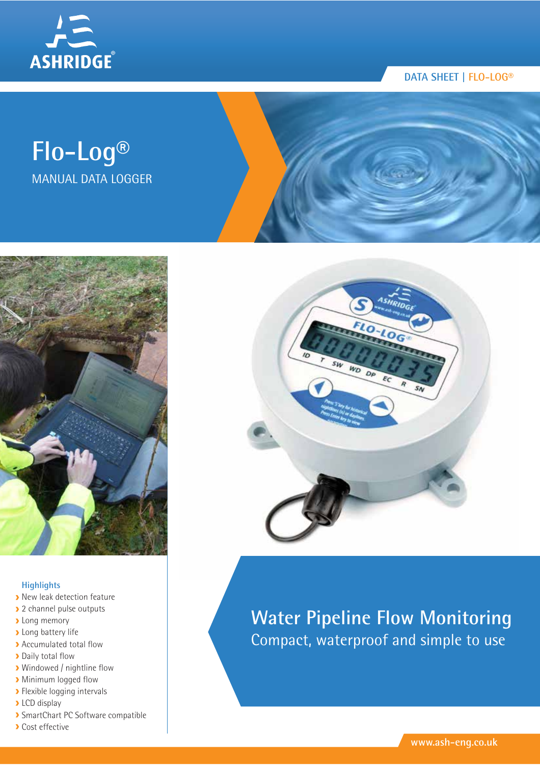ASHRIDGE®

DATA SHEET | FLO-LOG®

# Flo-Log®

MANUAL DATA LOGGER

### Highlights

- New leak detection feature
- 2 channel pulse outputs
- Long memory
- Long battery life
- Accumulated total flow
- Daily total flow
- Windowed / nightline flow
- Minimum logged flow
- Flexible logging intervals
- LCD display
- SmartChart PC Software compatible
- Cost effective

## Water Pipeline Flow Monitoring

Compact, waterproof and simple to use

www.ash-eng.co.uk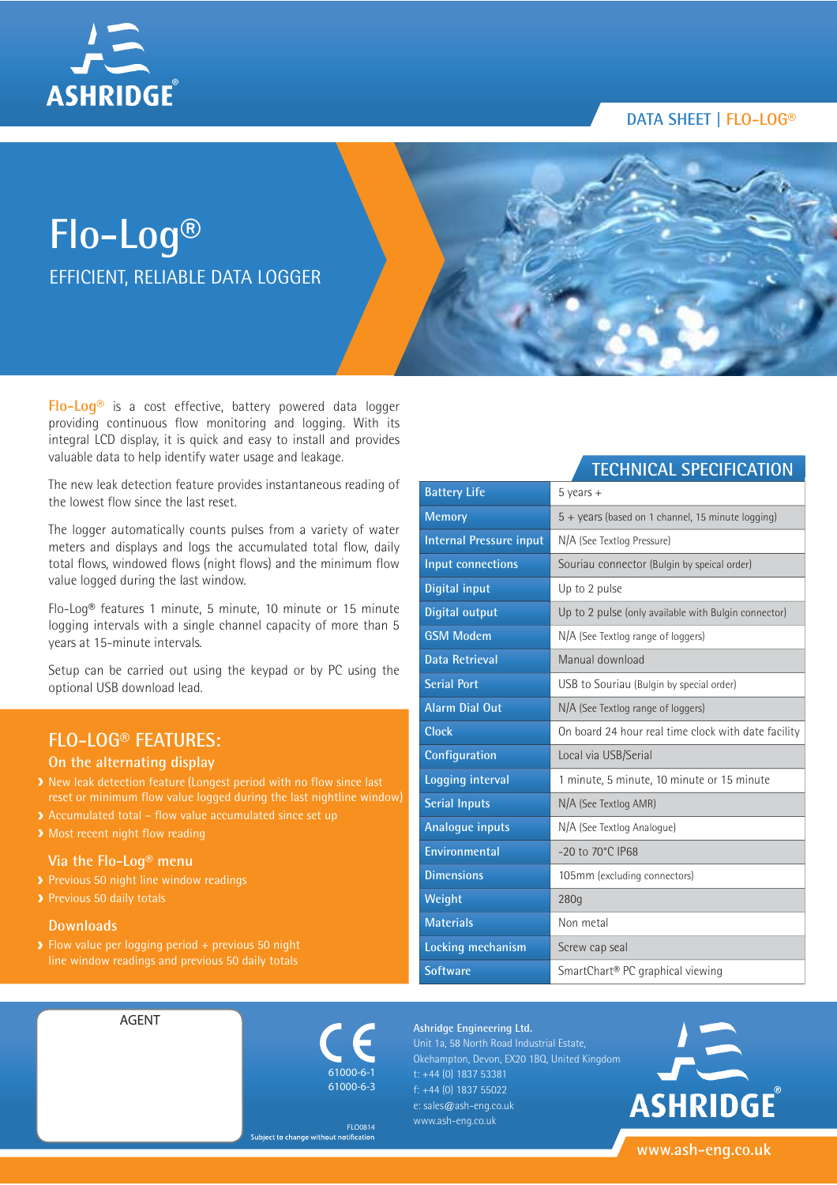DATA SHEET | FLO-LOG®

# Flo-Log®

## EFFICIENT, RELIABLE DATA LOGGER

**Flo-Log®** is a cost effective, battery powered data logger providing continuous flow monitoring and logging. With its integral LCD display, it is quick and easy to install and provides valuable data to help identify water usage and leakage.

The new leak detection feature provides instantaneous reading of the lowest flow since the last reset.

The logger automatically counts pulses from a variety of water meters and displays and logs the accumulated total flow, daily total flows, windowed flows (night flows) and the minimum flow value logged during the last window.

Flo-Log® features 1 minute, 5 minute, 10 minute or 15 minute logging intervals with a single channel capacity of more than 5 years at 15-minute intervals.

Setup can be carried out using the keypad or by PC using the optional USB download lead.

## FLO-LOG® FEATURES:

### On the alternating display

- New leak detection feature (Longest period with no flow since last reset or minimum flow value logged during the last nightline window)
- Accumulated total – flow value accumulated since set up
- Most recent night flow reading

### Via the Flo-Log® menu

- Previous 50 night line window readings
- Previous 50 daily totals

### Downloads

- Flow value per logging period + previous 50 night line window readings and previous 50 daily totals

## TECHNICAL SPECIFICATION

| | |
|---|---|
| Battery Life | 5 years + |
| Memory | 5 + years (based on 1 channel, 15 minute logging) |
| Internal Pressure input | N/A (See Textlog Pressure) |
| Input connections | Souriau connector (Bulgin by speical order) |
| Digital input | Up to 2 pulse |
| Digital output | Up to 2 pulse (only available with Bulgin connector) |
| GSM Modem | N/A (See Textlog range of loggers) |
| Data Retrieval | Manual download |
| Serial Port | USB to Souriau (Bulgin by special order) |
| Alarm Dial Out | N/A (See Textlog range of loggers) |
| Clock | On board 24 hour real time clock with date facility |
| Configuration | Local via USB/Serial |
| Logging interval | 1 minute, 5 minute, 10 minute or 15 minute |
| Serial Inputs | N/A (See Textlog AMR) |
| Analogue inputs | N/A (See Textlog Analogue) |
| Environmental | -20 to 70°C IP68 |
| Dimensions | 105mm (excluding connectors) |
| Weight | 280g |
| Materials | Non metal |
| Locking mechanism | Screw cap seal |
| Software | SmartChart® PC graphical viewing |

AGENT

CE
61000-6-1
61000-6-3

FLO0814
Subject to change without notification

**Ashridge Engineering Ltd.**
Unit 1a, 58 North Road Industrial Estate,
Okehampton, Devon, EX20 1BQ, United Kingdom
t: +44 (0) 1837 53381
f: +44 (0) 1837 55022
e: sales@ash-eng.co.uk
www.ash-eng.co.uk

ASHRIDGE®

www.ash-eng.co.uk